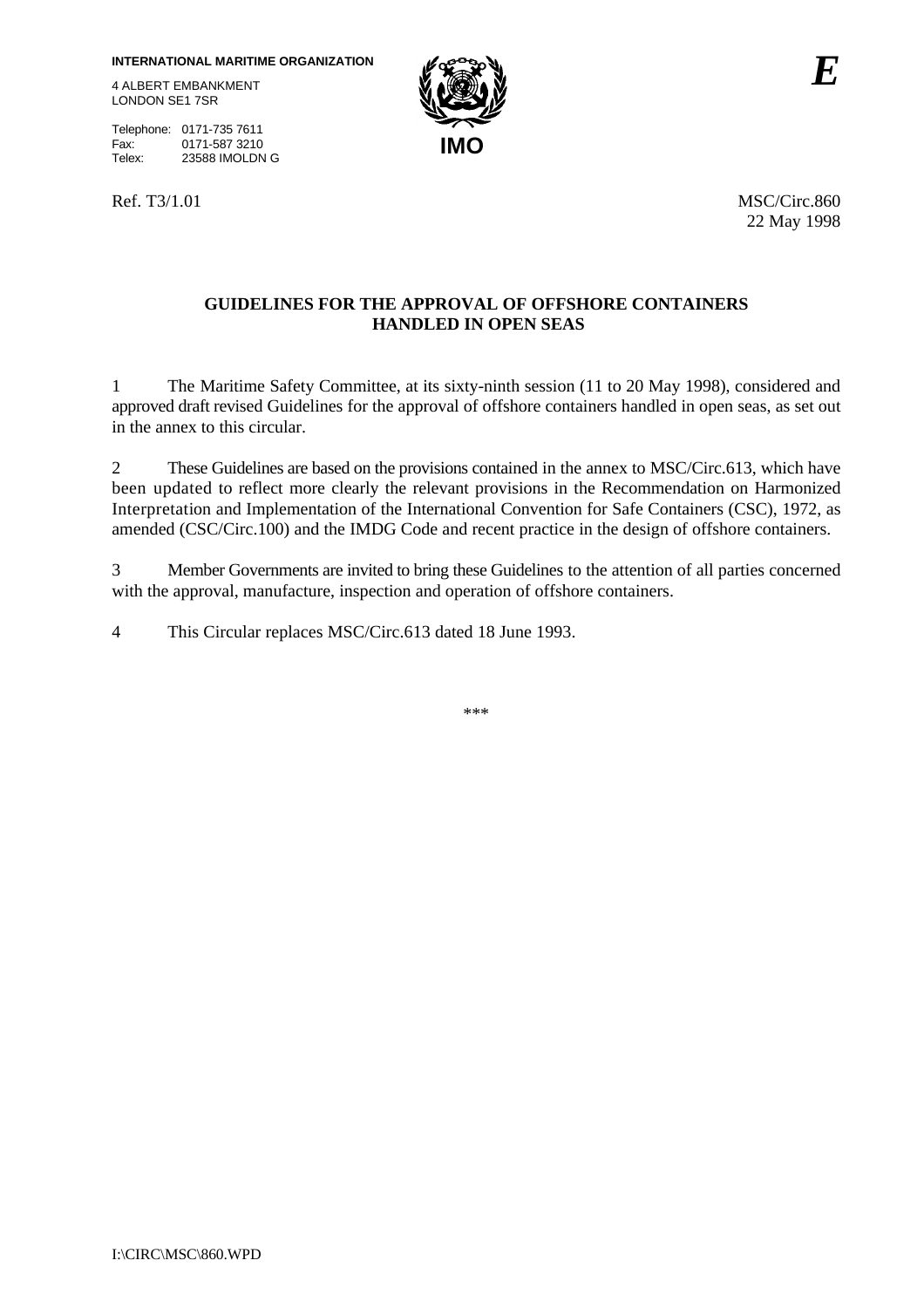**INTERNATIONAL MARITIME ORGANIZATION**

4 ALBERT EMBANKMENT
LONDON SE1 7SR

Telephone: 0171-735 7611
Fax: 0171-587 3210
Telex: 23588 IMOLDN G

**IMO**

*E*

Ref. T3/1.01

MSC/Circ.860
22 May 1998

## GUIDELINES FOR THE APPROVAL OF OFFSHORE CONTAINERS HANDLED IN OPEN SEAS

1 The Maritime Safety Committee, at its sixty-ninth session (11 to 20 May 1998), considered and approved draft revised Guidelines for the approval of offshore containers handled in open seas, as set out in the annex to this circular.

2 These Guidelines are based on the provisions contained in the annex to MSC/Circ.613, which have been updated to reflect more clearly the relevant provisions in the Recommendation on Harmonized Interpretation and Implementation of the International Convention for Safe Containers (CSC), 1972, as amended (CSC/Circ.100) and the IMDG Code and recent practice in the design of offshore containers.

3 Member Governments are invited to bring these Guidelines to the attention of all parties concerned with the approval, manufacture, inspection and operation of offshore containers.

4 This Circular replaces MSC/Circ.613 dated 18 June 1993.

\*\*\*

I:\CIRC\MSC\860.WPD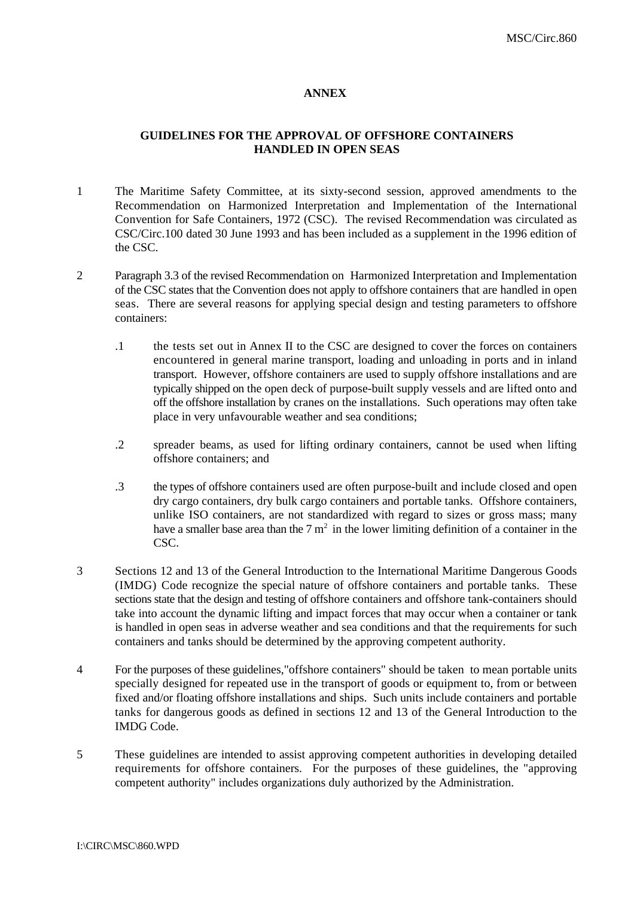**ANNEX**

**GUIDELINES FOR THE APPROVAL OF OFFSHORE CONTAINERS HANDLED IN OPEN SEAS**

1 The Maritime Safety Committee, at its sixty-second session, approved amendments to the Recommendation on Harmonized Interpretation and Implementation of the International Convention for Safe Containers, 1972 (CSC). The revised Recommendation was circulated as CSC/Circ.100 dated 30 June 1993 and has been included as a supplement in the 1996 edition of the CSC.

2 Paragraph 3.3 of the revised Recommendation on Harmonized Interpretation and Implementation of the CSC states that the Convention does not apply to offshore containers that are handled in open seas. There are several reasons for applying special design and testing parameters to offshore containers:

.1 the tests set out in Annex II to the CSC are designed to cover the forces on containers encountered in general marine transport, loading and unloading in ports and in inland transport. However, offshore containers are used to supply offshore installations and are typically shipped on the open deck of purpose-built supply vessels and are lifted onto and off the offshore installation by cranes on the installations. Such operations may often take place in very unfavourable weather and sea conditions;

.2 spreader beams, as used for lifting ordinary containers, cannot be used when lifting offshore containers; and

.3 the types of offshore containers used are often purpose-built and include closed and open dry cargo containers, dry bulk cargo containers and portable tanks. Offshore containers, unlike ISO containers, are not standardized with regard to sizes or gross mass; many have a smaller base area than the 7 $m^2$ in the lower limiting definition of a container in the CSC.

3 Sections 12 and 13 of the General Introduction to the International Maritime Dangerous Goods (IMDG) Code recognize the special nature of offshore containers and portable tanks. These sections state that the design and testing of offshore containers and offshore tank-containers should take into account the dynamic lifting and impact forces that may occur when a container or tank is handled in open seas in adverse weather and sea conditions and that the requirements for such containers and tanks should be determined by the approving competent authority.

4 For the purposes of these guidelines,"offshore containers" should be taken to mean portable units specially designed for repeated use in the transport of goods or equipment to, from or between fixed and/or floating offshore installations and ships. Such units include containers and portable tanks for dangerous goods as defined in sections 12 and 13 of the General Introduction to the IMDG Code.

5 These guidelines are intended to assist approving competent authorities in developing detailed requirements for offshore containers. For the purposes of these guidelines, the "approving competent authority" includes organizations duly authorized by the Administration.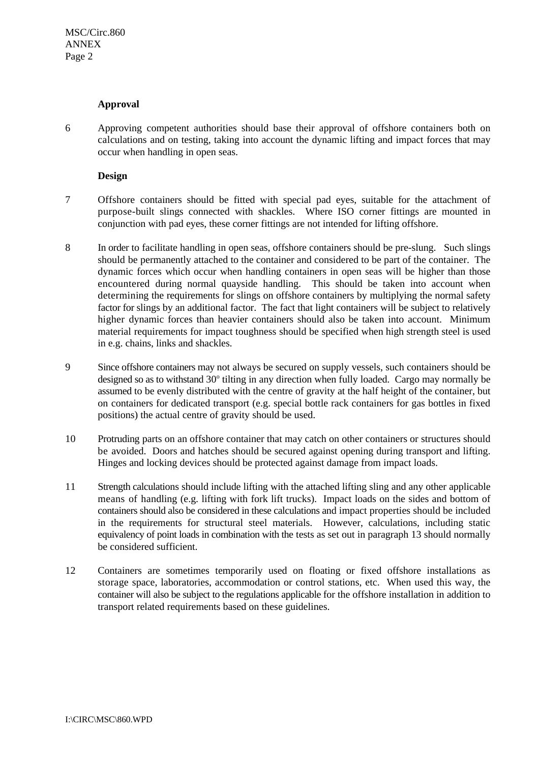**Approval**

6 Approving competent authorities should base their approval of offshore containers both on calculations and on testing, taking into account the dynamic lifting and impact forces that may occur when handling in open seas.

**Design**

7 Offshore containers should be fitted with special pad eyes, suitable for the attachment of purpose-built slings connected with shackles. Where ISO corner fittings are mounted in conjunction with pad eyes, these corner fittings are not intended for lifting offshore.

8 In order to facilitate handling in open seas, offshore containers should be pre-slung. Such slings should be permanently attached to the container and considered to be part of the container. The dynamic forces which occur when handling containers in open seas will be higher than those encountered during normal quayside handling. This should be taken into account when determining the requirements for slings on offshore containers by multiplying the normal safety factor for slings by an additional factor. The fact that light containers will be subject to relatively higher dynamic forces than heavier containers should also be taken into account. Minimum material requirements for impact toughness should be specified when high strength steel is used in e.g. chains, links and shackles.

9 Since offshore containers may not always be secured on supply vessels, such containers should be designed so as to withstand 30º tilting in any direction when fully loaded. Cargo may normally be assumed to be evenly distributed with the centre of gravity at the half height of the container, but on containers for dedicated transport (e.g. special bottle rack containers for gas bottles in fixed positions) the actual centre of gravity should be used.

10 Protruding parts on an offshore container that may catch on other containers or structures should be avoided. Doors and hatches should be secured against opening during transport and lifting. Hinges and locking devices should be protected against damage from impact loads.

11 Strength calculations should include lifting with the attached lifting sling and any other applicable means of handling (e.g. lifting with fork lift trucks). Impact loads on the sides and bottom of containers should also be considered in these calculations and impact properties should be included in the requirements for structural steel materials. However, calculations, including static equivalency of point loads in combination with the tests as set out in paragraph 13 should normally be considered sufficient.

12 Containers are sometimes temporarily used on floating or fixed offshore installations as storage space, laboratories, accommodation or control stations, etc. When used this way, the container will also be subject to the regulations applicable for the offshore installation in addition to transport related requirements based on these guidelines.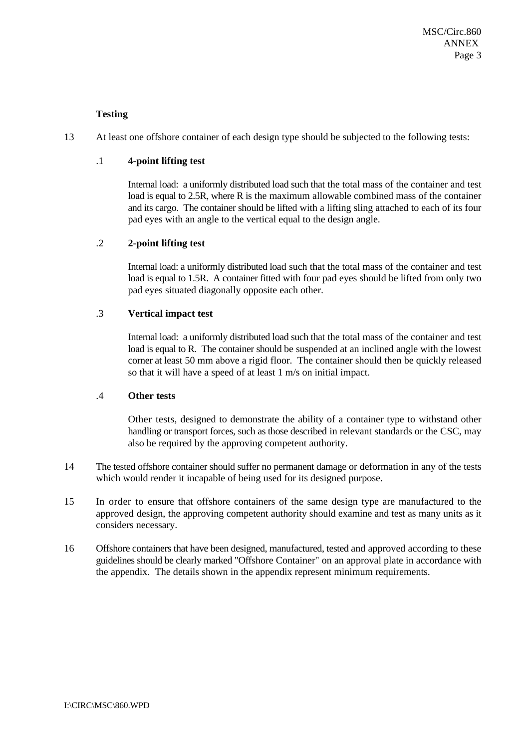**Testing**

13 At least one offshore container of each design type should be subjected to the following tests:

.1 **4-point lifting test**

Internal load: a uniformly distributed load such that the total mass of the container and test load is equal to 2.5R, where R is the maximum allowable combined mass of the container and its cargo. The container should be lifted with a lifting sling attached to each of its four pad eyes with an angle to the vertical equal to the design angle.

.2 **2-point lifting test**

Internal load: a uniformly distributed load such that the total mass of the container and test load is equal to 1.5R. A container fitted with four pad eyes should be lifted from only two pad eyes situated diagonally opposite each other.

.3 **Vertical impact test**

Internal load: a uniformly distributed load such that the total mass of the container and test load is equal to R. The container should be suspended at an inclined angle with the lowest corner at least 50 mm above a rigid floor. The container should then be quickly released so that it will have a speed of at least 1 m/s on initial impact.

.4 **Other tests**

Other tests, designed to demonstrate the ability of a container type to withstand other handling or transport forces, such as those described in relevant standards or the CSC, may also be required by the approving competent authority.

14 The tested offshore container should suffer no permanent damage or deformation in any of the tests which would render it incapable of being used for its designed purpose.

15 In order to ensure that offshore containers of the same design type are manufactured to the approved design, the approving competent authority should examine and test as many units as it considers necessary.

16 Offshore containers that have been designed, manufactured, tested and approved according to these guidelines should be clearly marked "Offshore Container" on an approval plate in accordance with the appendix. The details shown in the appendix represent minimum requirements.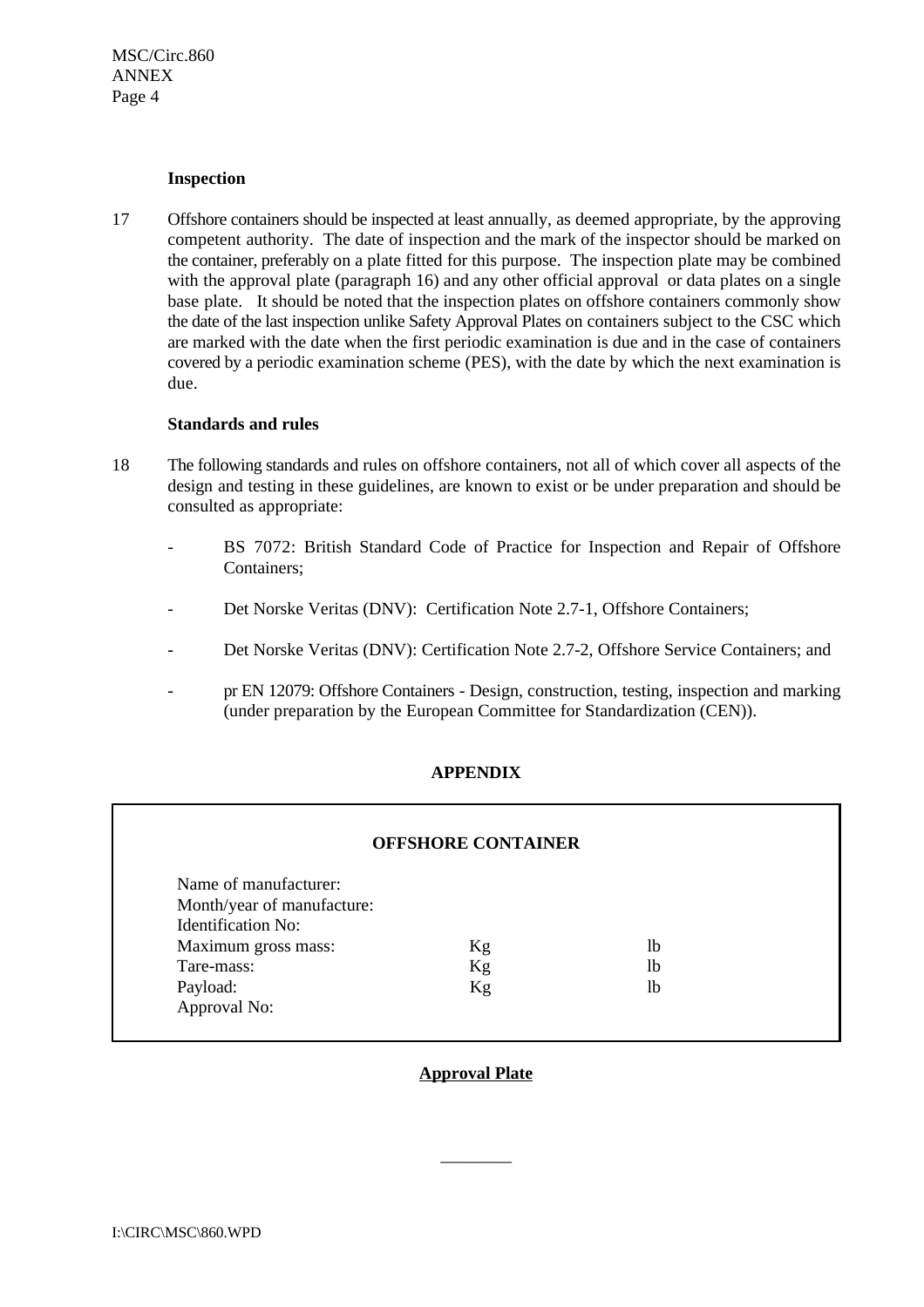### Inspection

17 Offshore containers should be inspected at least annually, as deemed appropriate, by the approving competent authority. The date of inspection and the mark of the inspector should be marked on the container, preferably on a plate fitted for this purpose. The inspection plate may be combined with the approval plate (paragraph 16) and any other official approval or data plates on a single base plate. It should be noted that the inspection plates on offshore containers commonly show the date of the last inspection unlike Safety Approval Plates on containers subject to the CSC which are marked with the date when the first periodic examination is due and in the case of containers covered by a periodic examination scheme (PES), with the date by which the next examination is due.

### Standards and rules

18 The following standards and rules on offshore containers, not all of which cover all aspects of the design and testing in these guidelines, are known to exist or be under preparation and should be consulted as appropriate:

- BS 7072: British Standard Code of Practice for Inspection and Repair of Offshore Containers;
- Det Norske Veritas (DNV): Certification Note 2.7-1, Offshore Containers;
- Det Norske Veritas (DNV): Certification Note 2.7-2, Offshore Service Containers; and
- pr EN 12079: Offshore Containers - Design, construction, testing, inspection and marking (under preparation by the European Committee for Standardization (CEN)).

## APPENDIX

**OFFSHORE CONTAINER**

| | | |
|---|---|---|
| Name of manufacturer: | | |
| Month/year of manufacture: | | |
| Identification No: | | |
| Maximum gross mass: | Kg | lb |
| Tare-mass: | Kg | lb |
| Payload: | Kg | lb |
| Approval No: | | |

**Approval Plate**